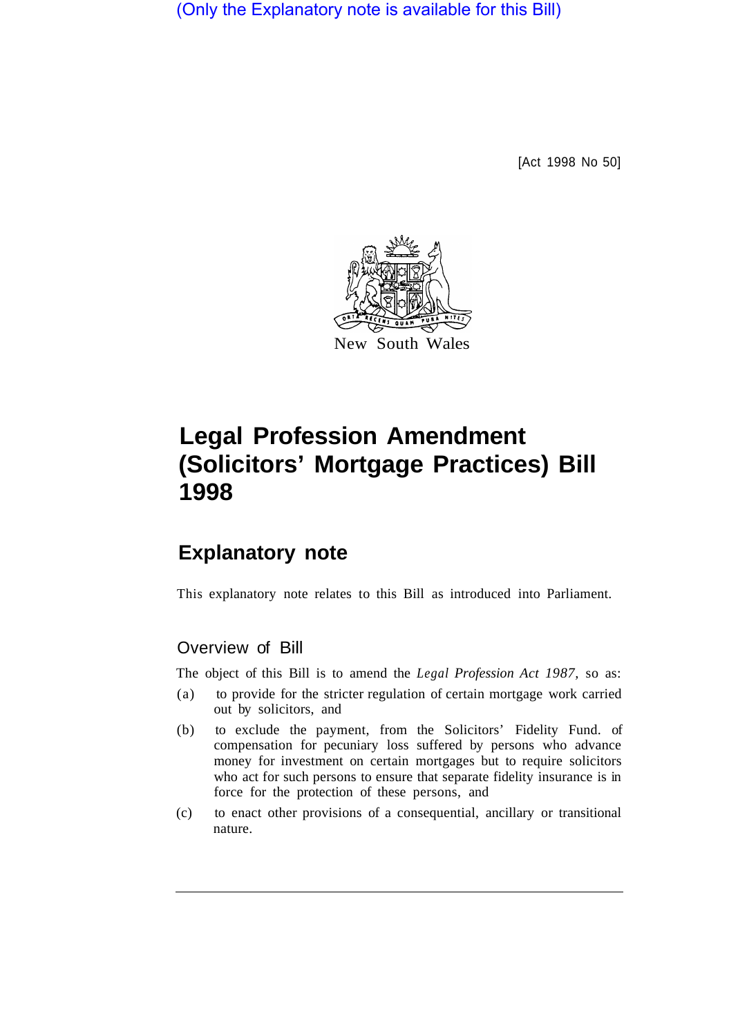(Only the Explanatory note is available for this Bill)

[Act 1998 No 50]

New South Wales

# Legal Profession Amendment (Solicitors' Mortgage Practices) Bill 1998

## Explanatory note

This explanatory note relates to this Bill as introduced into Parliament.

### Overview of Bill

The object of this Bill is to amend the *Legal Profession Act 1987*, so as:

(a) to provide for the stricter regulation of certain mortgage work carried out by solicitors, and

(b) to exclude the payment, from the Solicitors' Fidelity Fund. of compensation for pecuniary loss suffered by persons who advance money for investment on certain mortgages but to require solicitors who act for such persons to ensure that separate fidelity insurance is in force for the protection of these persons, and

(c) to enact other provisions of a consequential, ancillary or transitional nature.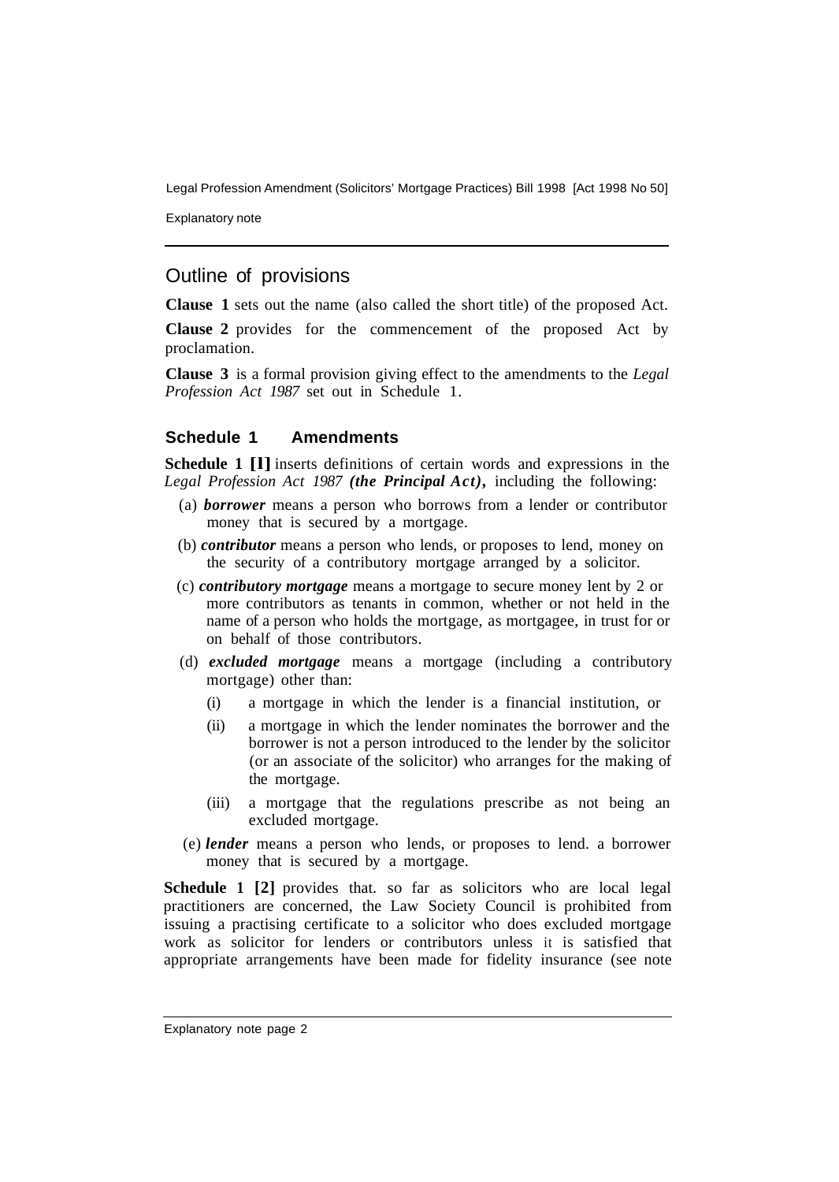## Outline of provisions

**Clause 1** sets out the name (also called the short title) of the proposed Act.

**Clause 2** provides for the commencement of the proposed Act by proclamation.

**Clause 3** is a formal provision giving effect to the amendments to the *Legal Profession Act 1987* set out in Schedule 1.

### Schedule 1 Amendments

**Schedule 1 [1]** inserts definitions of certain words and expressions in the *Legal Profession Act 1987* ***(the Principal Act)***, including the following:

(a) ***borrower*** means a person who borrows from a lender or contributor money that is secured by a mortgage.

(b) ***contributor*** means a person who lends, or proposes to lend, money on the security of a contributory mortgage arranged by a solicitor.

(c) ***contributory mortgage*** means a mortgage to secure money lent by 2 or more contributors as tenants in common, whether or not held in the name of a person who holds the mortgage, as mortgagee, in trust for or on behalf of those contributors.

(d) ***excluded mortgage*** means a mortgage (including a contributory mortgage) other than:

- (i) a mortgage in which the lender is a financial institution, or
- (ii) a mortgage in which the lender nominates the borrower and the borrower is not a person introduced to the lender by the solicitor (or an associate of the solicitor) who arranges for the making of the mortgage.
- (iii) a mortgage that the regulations prescribe as not being an excluded mortgage.

(e) ***lender*** means a person who lends, or proposes to lend. a borrower money that is secured by a mortgage.

**Schedule 1 [2]** provides that. so far as solicitors who are local legal practitioners are concerned, the Law Society Council is prohibited from issuing a practising certificate to a solicitor who does excluded mortgage work as solicitor for lenders or contributors unless it is satisfied that appropriate arrangements have been made for fidelity insurance (see note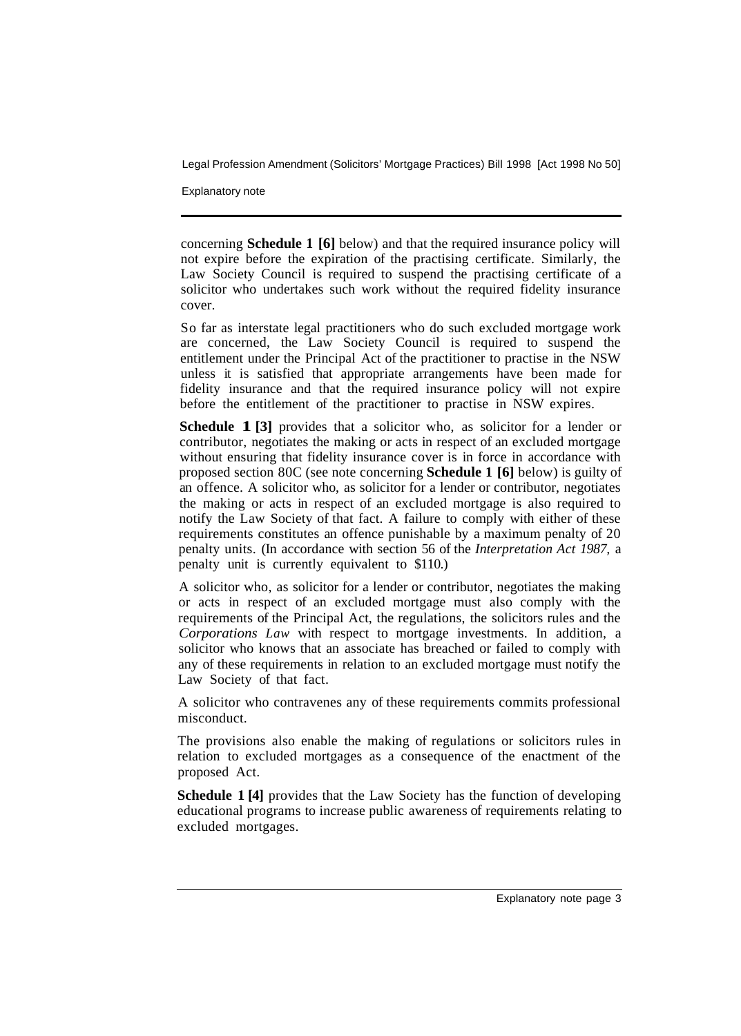concerning **Schedule 1 [6]** below) and that the required insurance policy will not expire before the expiration of the practising certificate. Similarly, the Law Society Council is required to suspend the practising certificate of a solicitor who undertakes such work without the required fidelity insurance cover.

So far as interstate legal practitioners who do such excluded mortgage work are concerned, the Law Society Council is required to suspend the entitlement under the Principal Act of the practitioner to practise in the NSW unless it is satisfied that appropriate arrangements have been made for fidelity insurance and that the required insurance policy will not expire before the entitlement of the practitioner to practise in NSW expires.

**Schedule 1 [3]** provides that a solicitor who, as solicitor for a lender or contributor, negotiates the making or acts in respect of an excluded mortgage without ensuring that fidelity insurance cover is in force in accordance with proposed section 80C (see note concerning **Schedule 1 [6]** below) is guilty of an offence. A solicitor who, as solicitor for a lender or contributor, negotiates the making or acts in respect of an excluded mortgage is also required to notify the Law Society of that fact. A failure to comply with either of these requirements constitutes an offence punishable by a maximum penalty of 20 penalty units. (In accordance with section 56 of the *Interpretation Act 1987,* a penalty unit is currently equivalent to $110.)

A solicitor who, as solicitor for a lender or contributor, negotiates the making or acts in respect of an excluded mortgage must also comply with the requirements of the Principal Act, the regulations, the solicitors rules and the *Corporations Law* with respect to mortgage investments. In addition, a solicitor who knows that an associate has breached or failed to comply with any of these requirements in relation to an excluded mortgage must notify the Law Society of that fact.

A solicitor who contravenes any of these requirements commits professional misconduct.

The provisions also enable the making of regulations or solicitors rules in relation to excluded mortgages as a consequence of the enactment of the proposed Act.

**Schedule 1 [4]** provides that the Law Society has the function of developing educational programs to increase public awareness of requirements relating to excluded mortgages.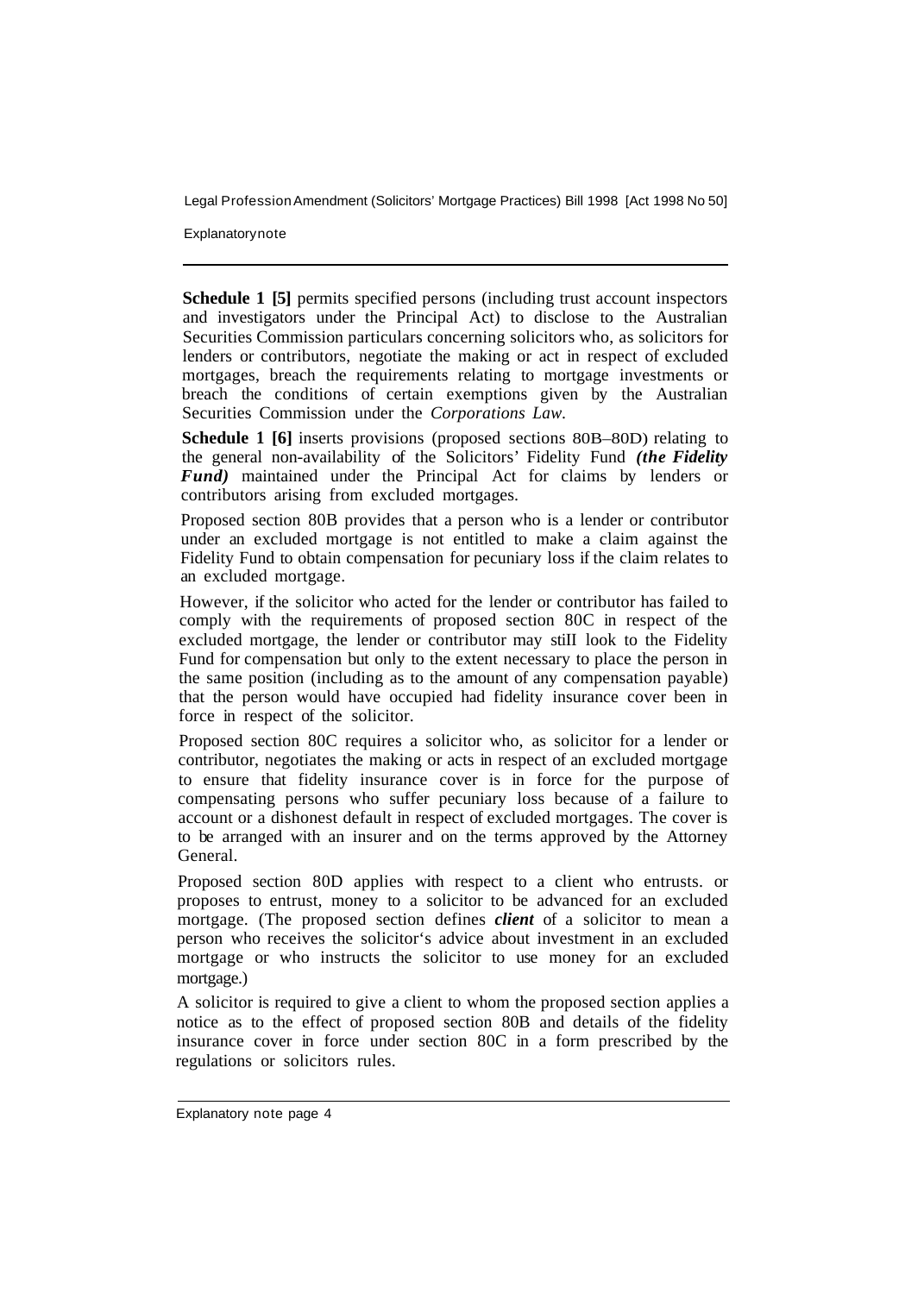**Schedule 1 [5]** permits specified persons (including trust account inspectors and investigators under the Principal Act) to disclose to the Australian Securities Commission particulars concerning solicitors who, as solicitors for lenders or contributors, negotiate the making or act in respect of excluded mortgages, breach the requirements relating to mortgage investments or breach the conditions of certain exemptions given by the Australian Securities Commission under the *Corporations Law*.

**Schedule 1 [6]** inserts provisions (proposed sections 80B–80D) relating to the general non-availability of the Solicitors' Fidelity Fund ***(the Fidelity Fund)*** maintained under the Principal Act for claims by lenders or contributors arising from excluded mortgages.

Proposed section 80B provides that a person who is a lender or contributor under an excluded mortgage is not entitled to make a claim against the Fidelity Fund to obtain compensation for pecuniary loss if the claim relates to an excluded mortgage.

However, if the solicitor who acted for the lender or contributor has failed to comply with the requirements of proposed section 80C in respect of the excluded mortgage, the lender or contributor may stiII look to the Fidelity Fund for compensation but only to the extent necessary to place the person in the same position (including as to the amount of any compensation payable) that the person would have occupied had fidelity insurance cover been in force in respect of the solicitor.

Proposed section 80C requires a solicitor who, as solicitor for a lender or contributor, negotiates the making or acts in respect of an excluded mortgage to ensure that fidelity insurance cover is in force for the purpose of compensating persons who suffer pecuniary loss because of a failure to account or a dishonest default in respect of excluded mortgages. The cover is to be arranged with an insurer and on the terms approved by the Attorney General.

Proposed section 80D applies with respect to a client who entrusts. or proposes to entrust, money to a solicitor to be advanced for an excluded mortgage. (The proposed section defines ***client*** of a solicitor to mean a person who receives the solicitor's advice about investment in an excluded mortgage or who instructs the solicitor to use money for an excluded mortgage.)

A solicitor is required to give a client to whom the proposed section applies a notice as to the effect of proposed section 80B and details of the fidelity insurance cover in force under section 80C in a form prescribed by the regulations or solicitors rules.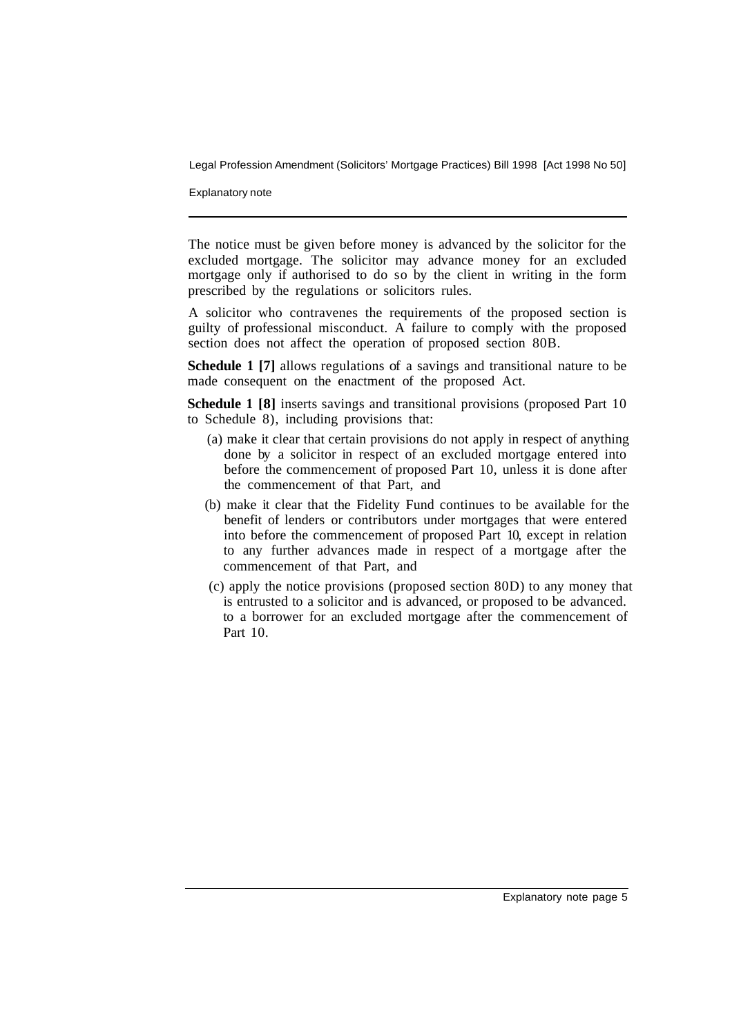The notice must be given before money is advanced by the solicitor for the excluded mortgage. The solicitor may advance money for an excluded mortgage only if authorised to do so by the client in writing in the form prescribed by the regulations or solicitors rules.

A solicitor who contravenes the requirements of the proposed section is guilty of professional misconduct. A failure to comply with the proposed section does not affect the operation of proposed section 80B.

**Schedule 1 [7]** allows regulations of a savings and transitional nature to be made consequent on the enactment of the proposed Act.

**Schedule 1 [8]** inserts savings and transitional provisions (proposed Part 10 to Schedule 8), including provisions that:

(a) make it clear that certain provisions do not apply in respect of anything done by a solicitor in respect of an excluded mortgage entered into before the commencement of proposed Part 10, unless it is done after the commencement of that Part, and

(b) make it clear that the Fidelity Fund continues to be available for the benefit of lenders or contributors under mortgages that were entered into before the commencement of proposed Part 10, except in relation to any further advances made in respect of a mortgage after the commencement of that Part, and

(c) apply the notice provisions (proposed section 80D) to any money that is entrusted to a solicitor and is advanced, or proposed to be advanced. to a borrower for an excluded mortgage after the commencement of Part 10.